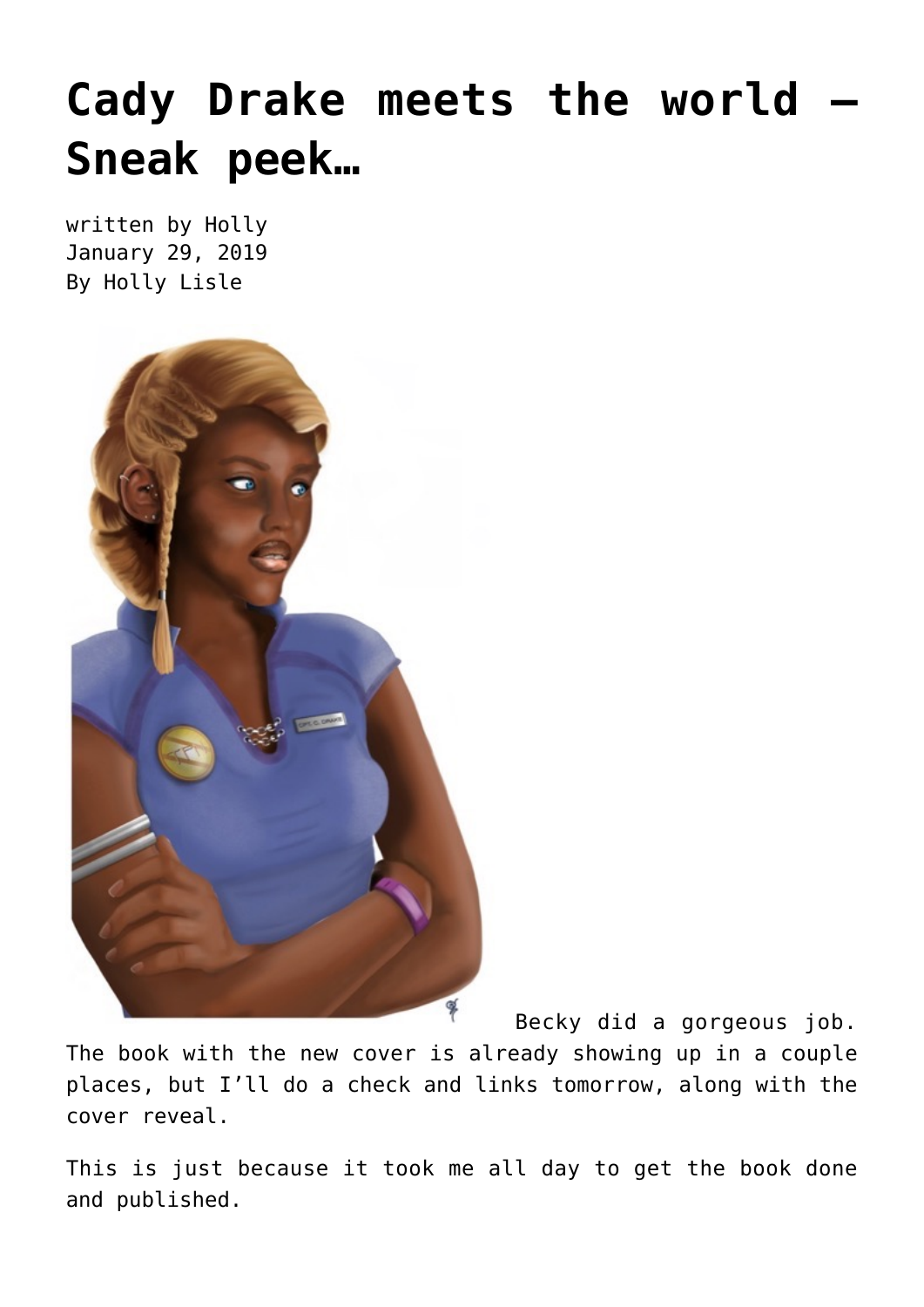# Cady Drake meets the world — Sneak peek…

written by Holly
January 29, 2019
By Holly Lisle

Becky did a gorgeous job. The book with the new cover is already showing up in a couple places, but I'll do a check and links tomorrow, along with the cover reveal.

This is just because it took me all day to get the book done and published.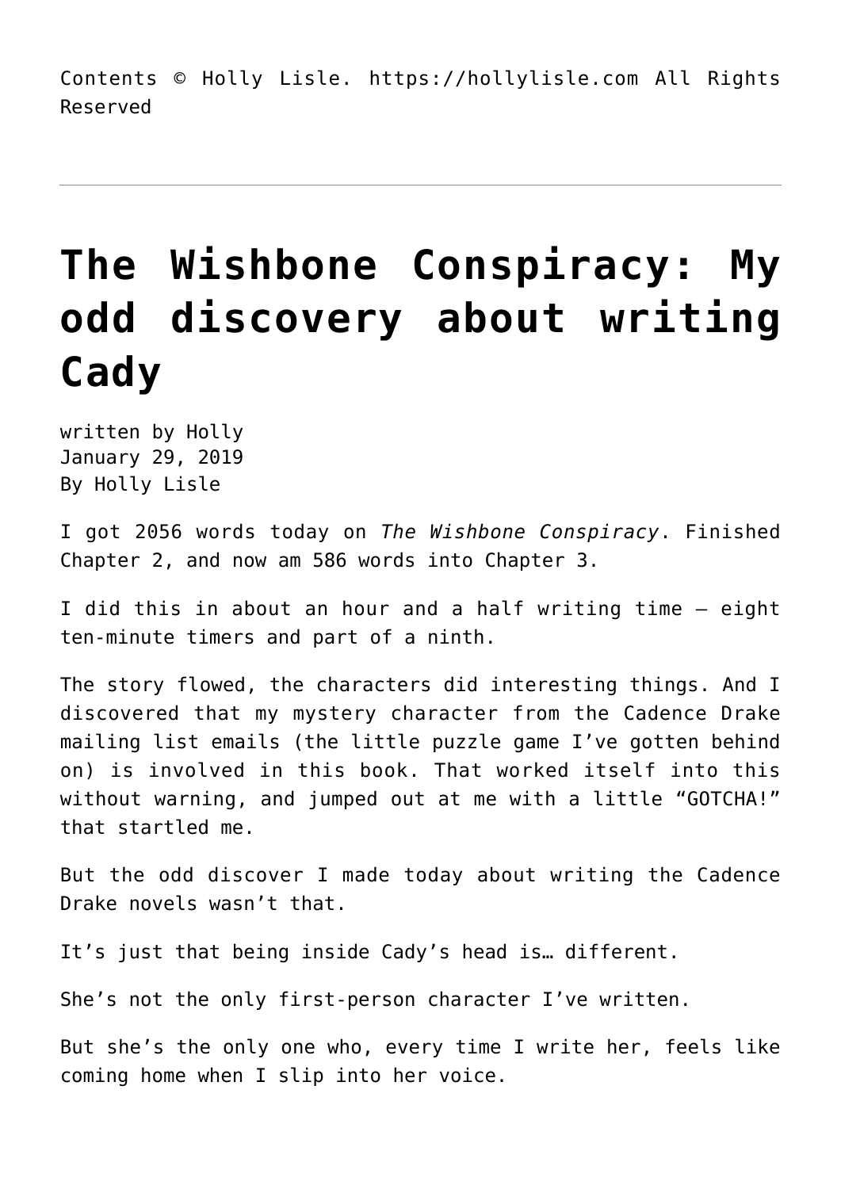Contents © Holly Lisle. https://hollylisle.com All Rights Reserved

---

# The Wishbone Conspiracy: My odd discovery about writing Cady

written by Holly
January 29, 2019
By Holly Lisle

I got 2056 words today on *The Wishbone Conspiracy*. Finished Chapter 2, and now am 586 words into Chapter 3.

I did this in about an hour and a half writing time — eight ten-minute timers and part of a ninth.

The story flowed, the characters did interesting things. And I discovered that my mystery character from the Cadence Drake mailing list emails (the little puzzle game I've gotten behind on) is involved in this book. That worked itself into this without warning, and jumped out at me with a little "GOTCHA!" that startled me.

But the odd discover I made today about writing the Cadence Drake novels wasn't that.

It's just that being inside Cady's head is… different.

She's not the only first-person character I've written.

But she's the only one who, every time I write her, feels like coming home when I slip into her voice.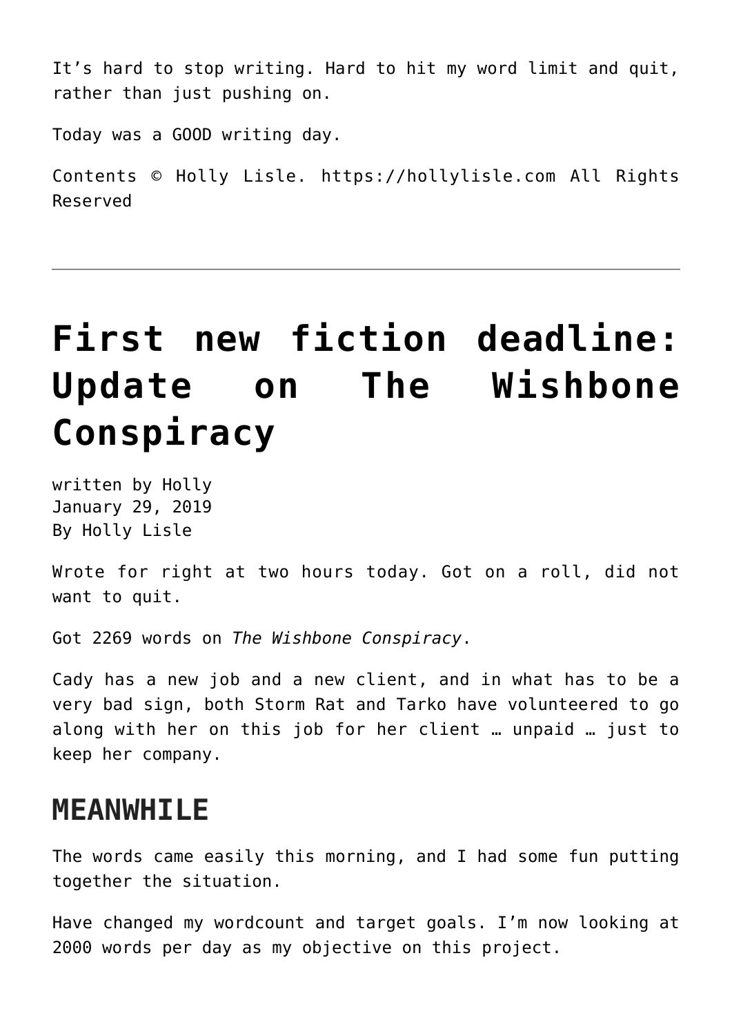It’s hard to stop writing. Hard to hit my word limit and quit, rather than just pushing on.

Today was a GOOD writing day.

Contents © Holly Lisle. https://hollylisle.com All Rights Reserved

---

# First new fiction deadline: Update on The Wishbone Conspiracy

written by Holly
January 29, 2019
By Holly Lisle

Wrote for right at two hours today. Got on a roll, did not want to quit.

Got 2269 words on *The Wishbone Conspiracy*.

Cady has a new job and a new client, and in what has to be a very bad sign, both Storm Rat and Tarko have volunteered to go along with her on this job for her client … unpaid … just to keep her company.

## MEANWHILE

The words came easily this morning, and I had some fun putting together the situation.

Have changed my wordcount and target goals. I’m now looking at 2000 words per day as my objective on this project.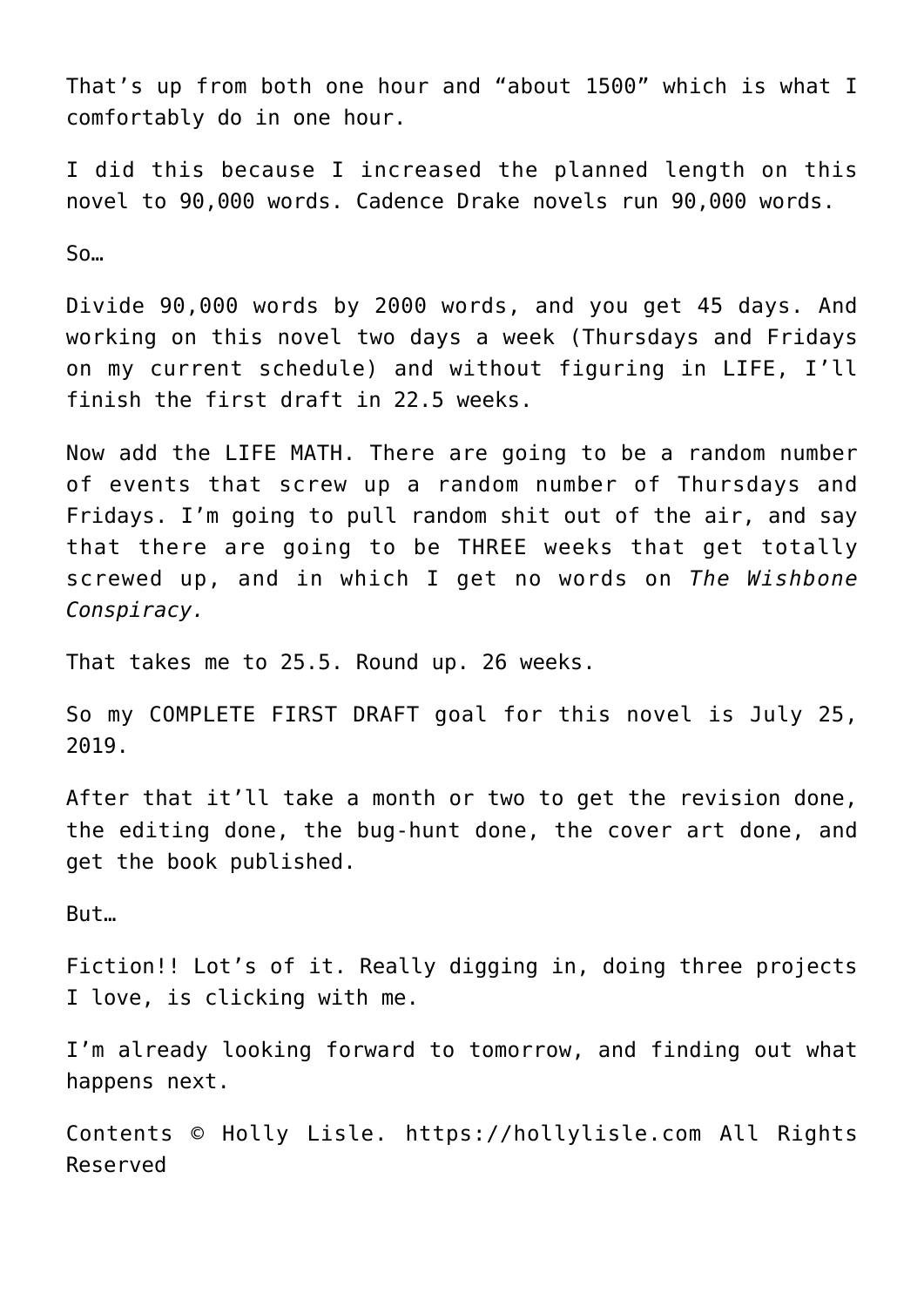That’s up from both one hour and “about 1500” which is what I comfortably do in one hour.

I did this because I increased the planned length on this novel to 90,000 words. Cadence Drake novels run 90,000 words.

So…

Divide 90,000 words by 2000 words, and you get 45 days. And working on this novel two days a week (Thursdays and Fridays on my current schedule) and without figuring in LIFE, I’ll finish the first draft in 22.5 weeks.

Now add the LIFE MATH. There are going to be a random number of events that screw up a random number of Thursdays and Fridays. I’m going to pull random shit out of the air, and say that there are going to be THREE weeks that get totally screwed up, and in which I get no words on *The Wishbone Conspiracy.*

That takes me to 25.5. Round up. 26 weeks.

So my COMPLETE FIRST DRAFT goal for this novel is July 25, 2019.

After that it’ll take a month or two to get the revision done, the editing done, the bug-hunt done, the cover art done, and get the book published.

But…

Fiction!! Lot’s of it. Really digging in, doing three projects I love, is clicking with me.

I’m already looking forward to tomorrow, and finding out what happens next.

Contents © Holly Lisle. https://hollylisle.com All Rights Reserved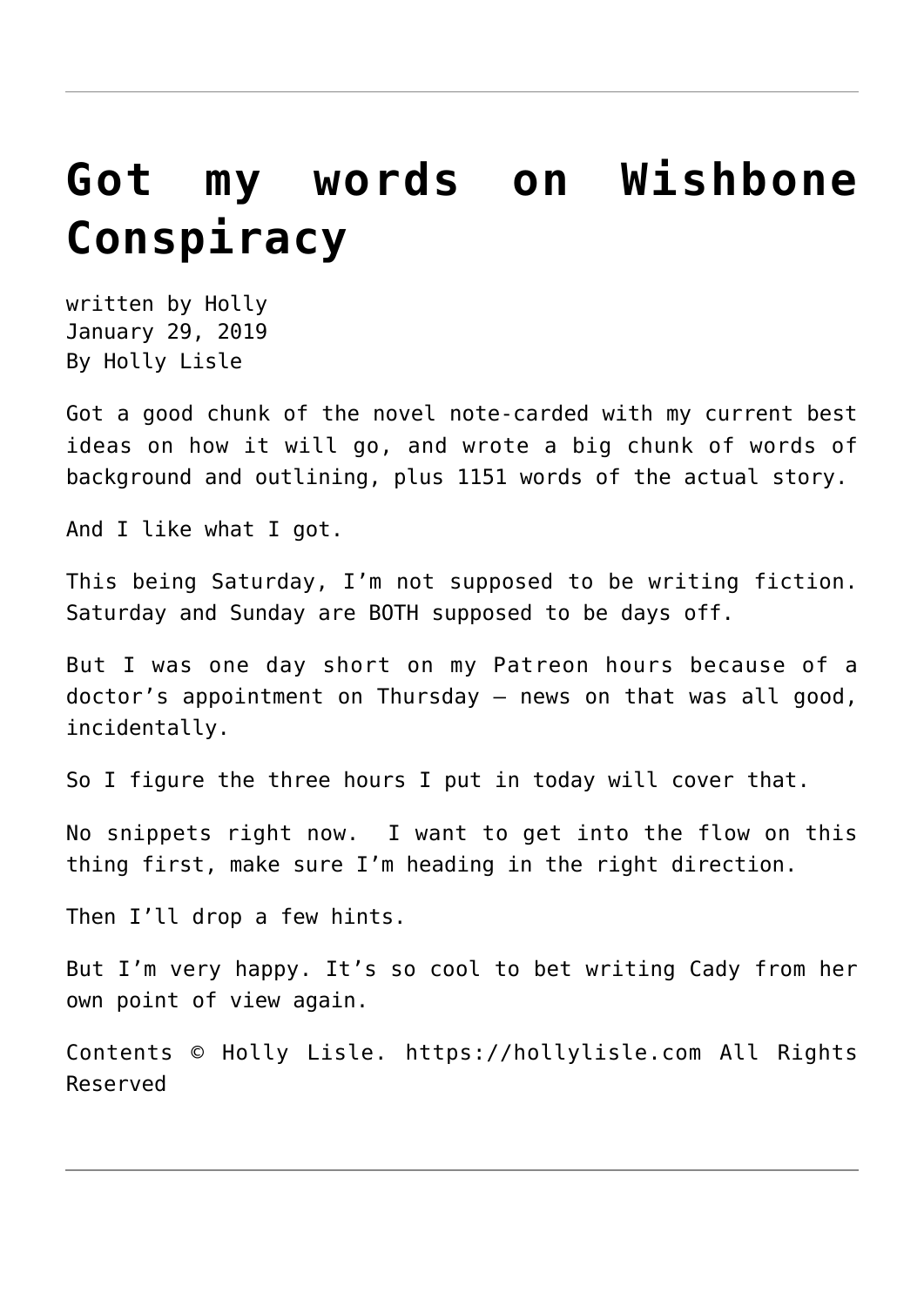# Got my words on Wishbone Conspiracy

written by Holly
January 29, 2019
By Holly Lisle

Got a good chunk of the novel note-carded with my current best ideas on how it will go, and wrote a big chunk of words of background and outlining, plus 1151 words of the actual story.

And I like what I got.

This being Saturday, I'm not supposed to be writing fiction. Saturday and Sunday are BOTH supposed to be days off.

But I was one day short on my Patreon hours because of a doctor's appointment on Thursday — news on that was all good, incidentally.

So I figure the three hours I put in today will cover that.

No snippets right now.  I want to get into the flow on this thing first, make sure I'm heading in the right direction.

Then I'll drop a few hints.

But I'm very happy. It's so cool to bet writing Cady from her own point of view again.

Contents © Holly Lisle. https://hollylisle.com All Rights Reserved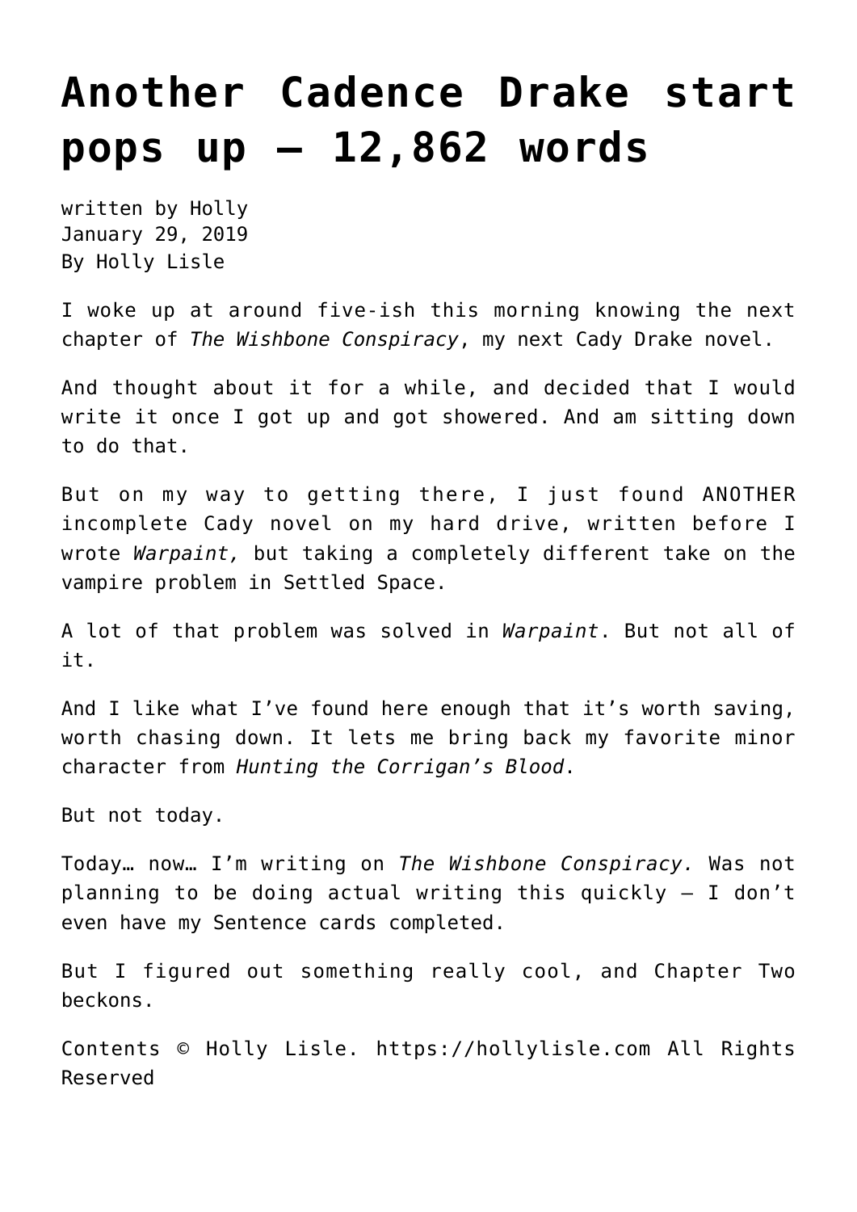# Another Cadence Drake start pops up — 12,862 words

written by Holly
January 29, 2019
By Holly Lisle

I woke up at around five-ish this morning knowing the next chapter of *The Wishbone Conspiracy*, my next Cady Drake novel.

And thought about it for a while, and decided that I would write it once I got up and got showered. And am sitting down to do that.

But on my way to getting there, I just found ANOTHER incomplete Cady novel on my hard drive, written before I wrote *Warpaint,* but taking a completely different take on the vampire problem in Settled Space.

A lot of that problem was solved in *Warpaint*. But not all of it.

And I like what I've found here enough that it's worth saving, worth chasing down. It lets me bring back my favorite minor character from *Hunting the Corrigan's Blood*.

But not today.

Today… now… I'm writing on *The Wishbone Conspiracy.* Was not planning to be doing actual writing this quickly — I don't even have my Sentence cards completed.

But I figured out something really cool, and Chapter Two beckons.

Contents © Holly Lisle. https://hollylisle.com All Rights Reserved